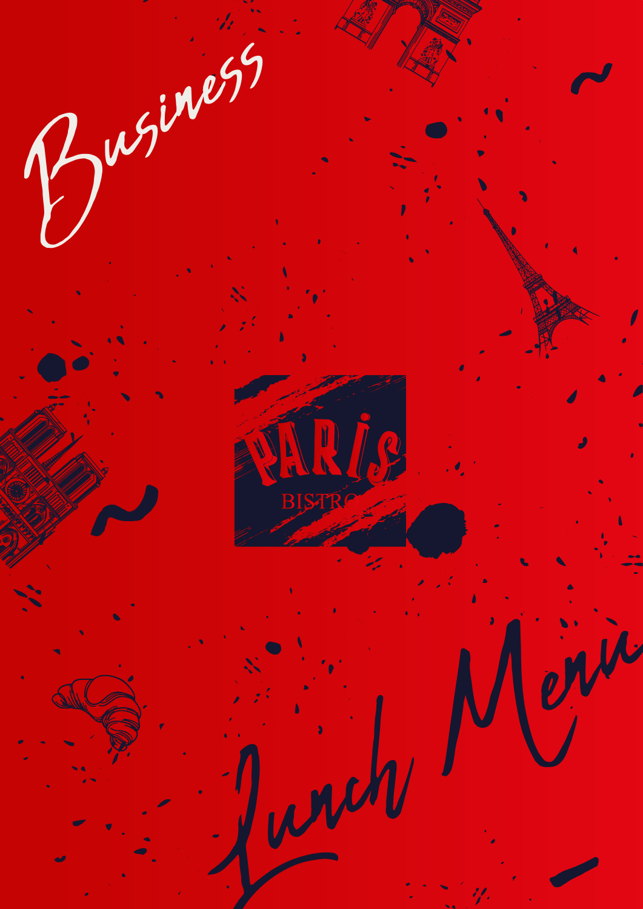# Business

PARIS

BISTRO

# Lunch Menu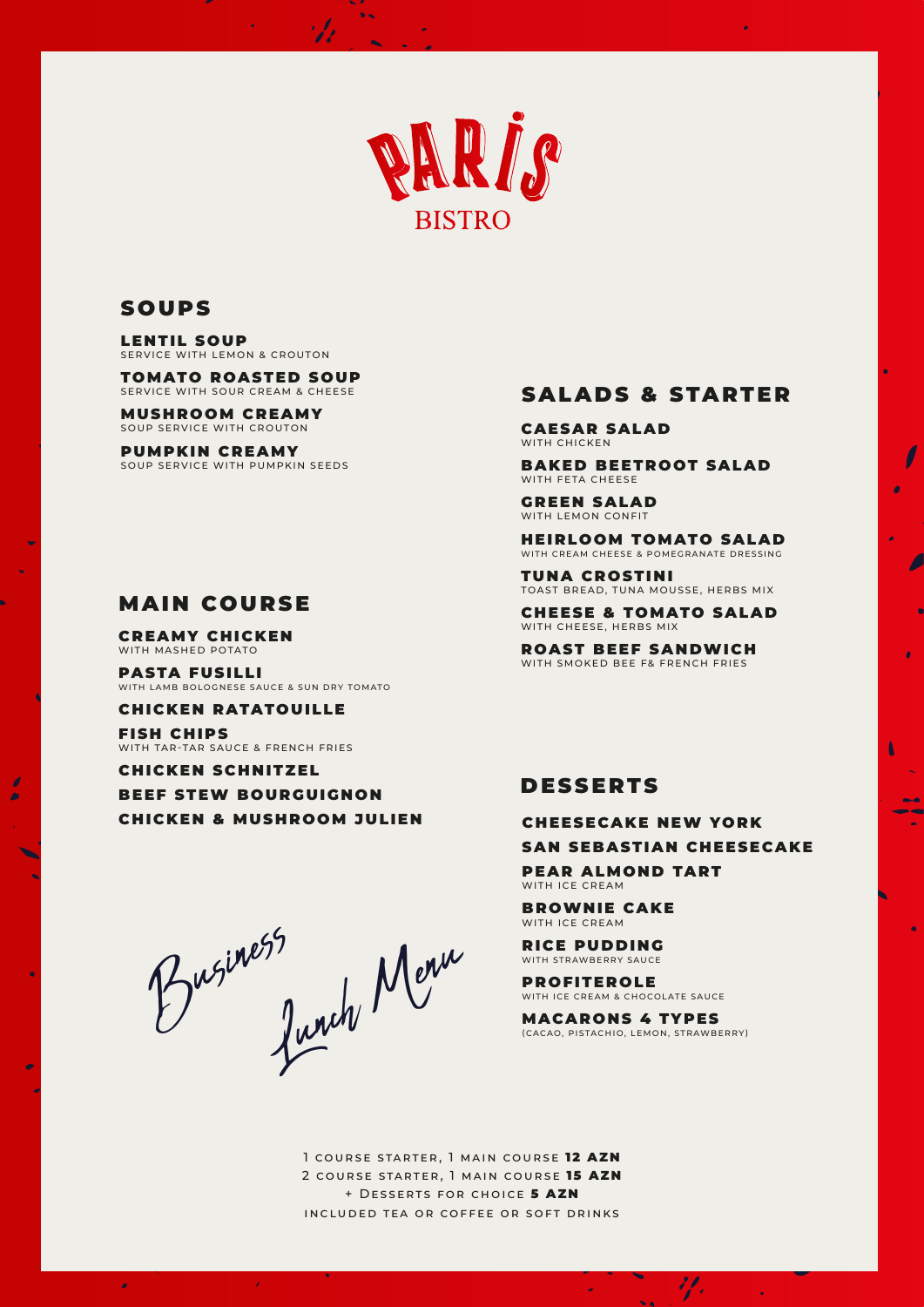# PARIS BISTRO

## SOUPS

**LENTIL SOUP**
SERVICE WITH LEMON & CROUTON

**TOMATO ROASTED SOUP**
SERVICE WITH SOUR CREAM & CHEESE

**MUSHROOM CREAMY**
SOUP SERVICE WITH CROUTON

**PUMPKIN CREAMY**
SOUP SERVICE WITH PUMPKIN SEEDS

## SALADS & STARTER

**CAESAR SALAD**
WITH CHICKEN

**BAKED BEETROOT SALAD**
WITH FETA CHEESE

**GREEN SALAD**
WITH LEMON CONFIT

**HEIRLOOM TOMATO SALAD**
WITH CREAM CHEESE & POMEGRANATE DRESSING

**TUNA CROSTINI**
TOAST BREAD, TUNA MOUSSE, HERBS MIX

**CHEESE & TOMATO SALAD**
WITH CHEESE, HERBS MIX

**ROAST BEEF SANDWICH**
WITH SMOKED BEE F& FRENCH FRIES

## MAIN COURSE

**CREAMY CHICKEN**
WITH MASHED POTATO

**PASTA FUSILLI**
WITH LAMB BOLOGNESE SAUCE & SUN DRY TOMATO

**CHICKEN RATATOUILLE**

**FISH CHIPS**
WITH TAR-TAR SAUCE & FRENCH FRIES

**CHICKEN SCHNITZEL**

**BEEF STEW BOURGUIGNON**

**CHICKEN & MUSHROOM JULIEN**

## DESSERTS

**CHEESECAKE NEW YORK**

**SAN SEBASTIAN CHEESECAKE**

**PEAR ALMOND TART**
WITH ICE CREAM

**BROWNIE CAKE**
WITH ICE CREAM

**RICE PUDDING**
WITH STRAWBERRY SAUCE

**PROFITEROLE**
WITH ICE CREAM & CHOCOLATE SAUCE

**MACARONS 4 TYPES**
(CACAO, PISTACHIO, LEMON, STRAWBERRY)

*Business Lunch Menu*

1 COURSE STARTER, 1 MAIN COURSE **12 AZN**
2 COURSE STARTER, 1 MAIN COURSE **15 AZN**
+ DESSERTS FOR CHOICE **5 AZN**
INCLUDED TEA OR COFFEE OR SOFT DRINKS